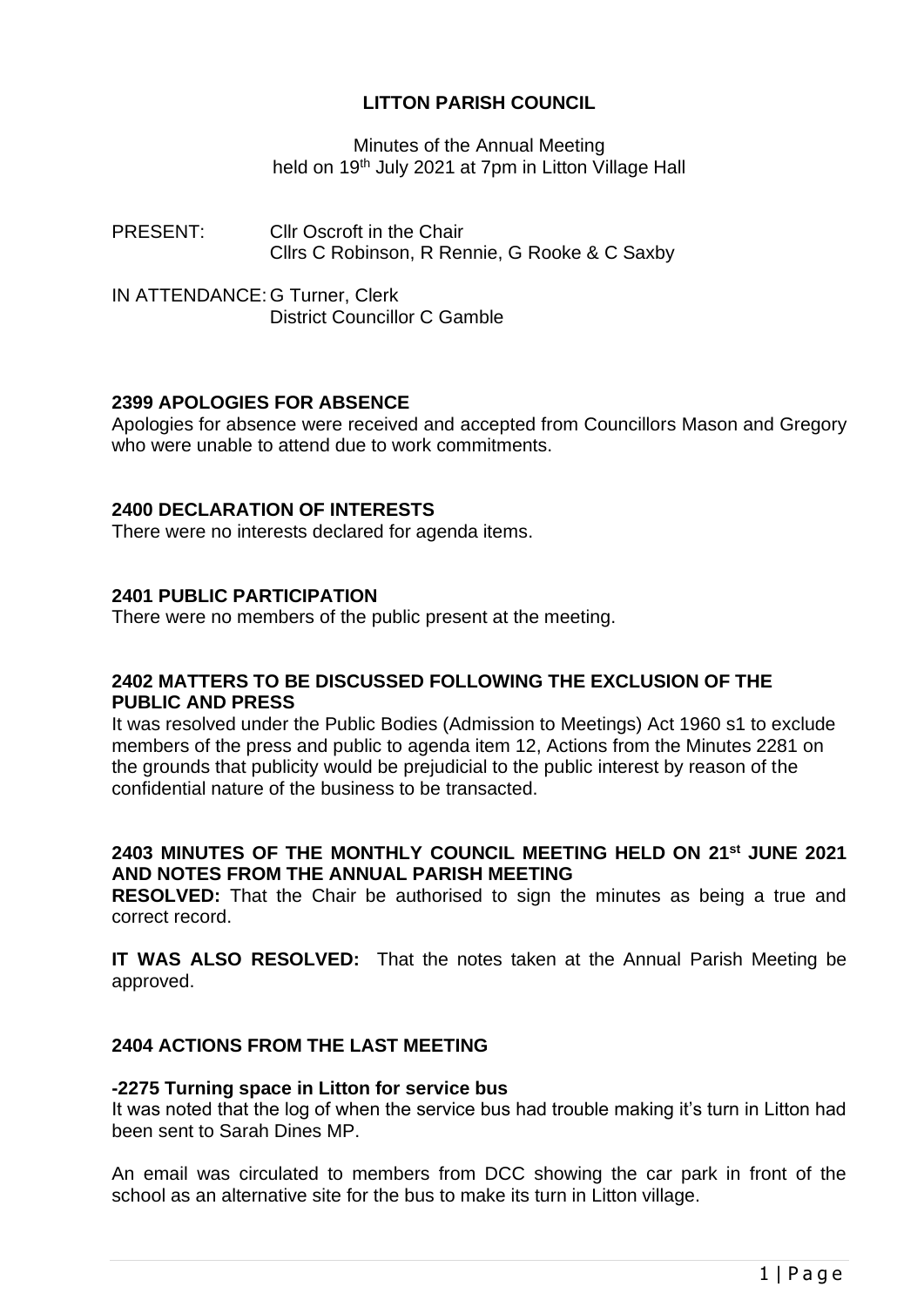# LITTON PARISH COUNCIL

Minutes of the Annual Meeting
held on 19th July 2021 at 7pm in Litton Village Hall

PRESENT: Cllr Oscroft in the Chair
Cllrs C Robinson, R Rennie, G Rooke & C Saxby

IN ATTENDANCE: G Turner, Clerk
District Councillor C Gamble

## 2399 APOLOGIES FOR ABSENCE

Apologies for absence were received and accepted from Councillors Mason and Gregory who were unable to attend due to work commitments.

## 2400 DECLARATION OF INTERESTS

There were no interests declared for agenda items.

## 2401 PUBLIC PARTICIPATION

There were no members of the public present at the meeting.

## 2402 MATTERS TO BE DISCUSSED FOLLOWING THE EXCLUSION OF THE PUBLIC AND PRESS

It was resolved under the Public Bodies (Admission to Meetings) Act 1960 s1 to exclude members of the press and public to agenda item 12, Actions from the Minutes 2281 on the grounds that publicity would be prejudicial to the public interest by reason of the confidential nature of the business to be transacted.

## 2403 MINUTES OF THE MONTHLY COUNCIL MEETING HELD ON 21st JUNE 2021 AND NOTES FROM THE ANNUAL PARISH MEETING

**RESOLVED:** That the Chair be authorised to sign the minutes as being a true and correct record.

**IT WAS ALSO RESOLVED:** That the notes taken at the Annual Parish Meeting be approved.

## 2404 ACTIONS FROM THE LAST MEETING

**-2275 Turning space in Litton for service bus**

It was noted that the log of when the service bus had trouble making it's turn in Litton had been sent to Sarah Dines MP.

An email was circulated to members from DCC showing the car park in front of the school as an alternative site for the bus to make its turn in Litton village.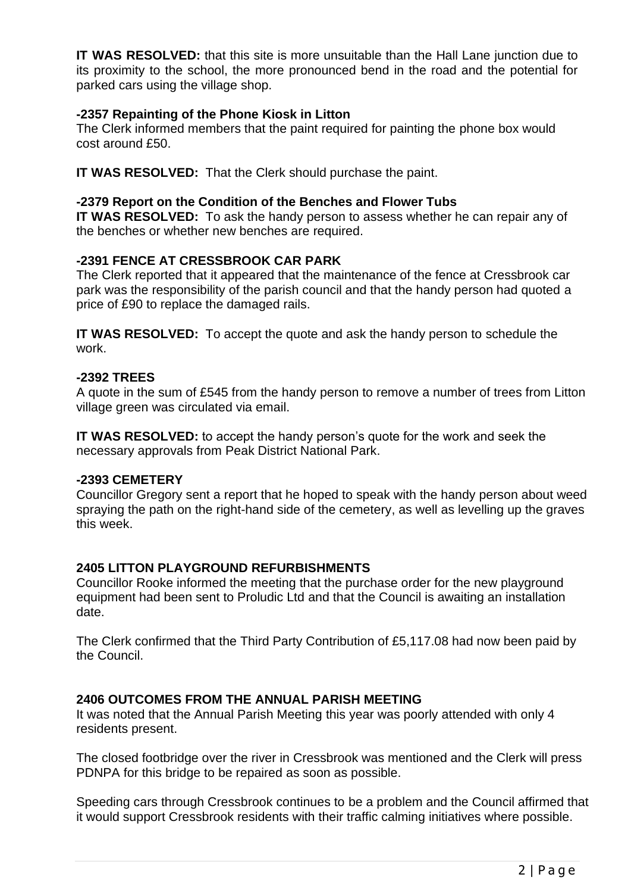**IT WAS RESOLVED:** that this site is more unsuitable than the Hall Lane junction due to its proximity to the school, the more pronounced bend in the road and the potential for parked cars using the village shop.

**-2357 Repainting of the Phone Kiosk in Litton**

The Clerk informed members that the paint required for painting the phone box would cost around £50.

**IT WAS RESOLVED:** That the Clerk should purchase the paint.

**-2379 Report on the Condition of the Benches and Flower Tubs**

**IT WAS RESOLVED:** To ask the handy person to assess whether he can repair any of the benches or whether new benches are required.

**-2391 FENCE AT CRESSBROOK CAR PARK**

The Clerk reported that it appeared that the maintenance of the fence at Cressbrook car park was the responsibility of the parish council and that the handy person had quoted a price of £90 to replace the damaged rails.

**IT WAS RESOLVED:** To accept the quote and ask the handy person to schedule the work.

**-2392 TREES**

A quote in the sum of £545 from the handy person to remove a number of trees from Litton village green was circulated via email.

**IT WAS RESOLVED:** to accept the handy person's quote for the work and seek the necessary approvals from Peak District National Park.

**-2393 CEMETERY**

Councillor Gregory sent a report that he hoped to speak with the handy person about weed spraying the path on the right-hand side of the cemetery, as well as levelling up the graves this week.

**2405 LITTON PLAYGROUND REFURBISHMENTS**

Councillor Rooke informed the meeting that the purchase order for the new playground equipment had been sent to Proludic Ltd and that the Council is awaiting an installation date.

The Clerk confirmed that the Third Party Contribution of £5,117.08 had now been paid by the Council.

**2406 OUTCOMES FROM THE ANNUAL PARISH MEETING**

It was noted that the Annual Parish Meeting this year was poorly attended with only 4 residents present.

The closed footbridge over the river in Cressbrook was mentioned and the Clerk will press PDNPA for this bridge to be repaired as soon as possible.

Speeding cars through Cressbrook continues to be a problem and the Council affirmed that it would support Cressbrook residents with their traffic calming initiatives where possible.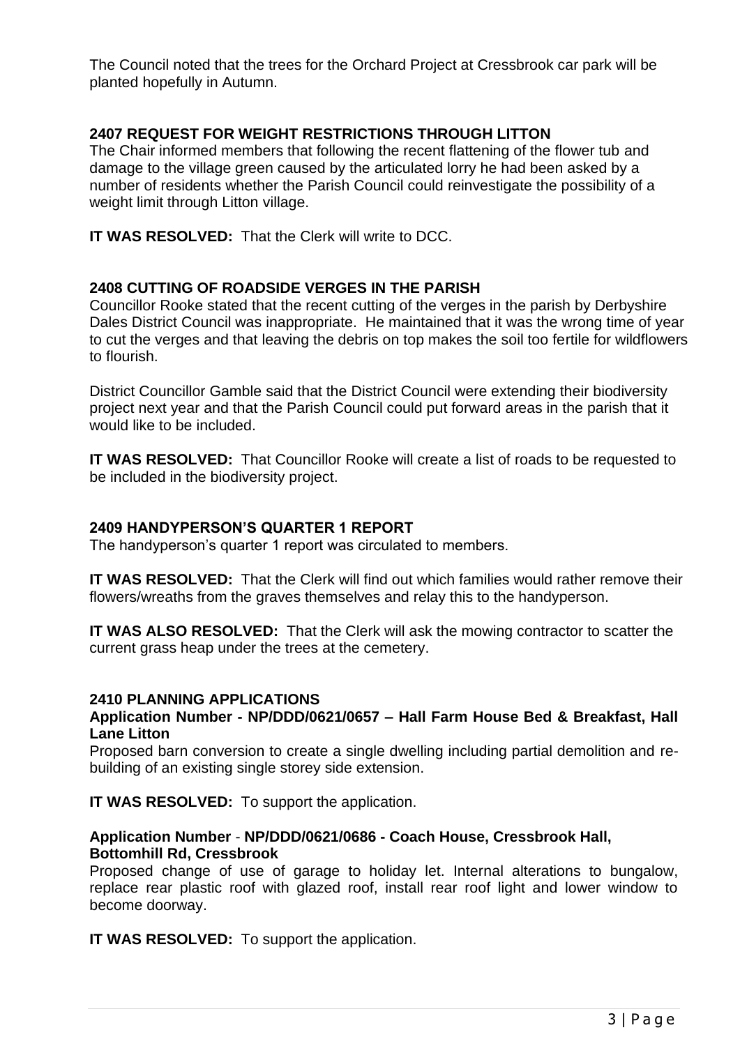The Council noted that the trees for the Orchard Project at Cressbrook car park will be planted hopefully in Autumn.

## 2407 REQUEST FOR WEIGHT RESTRICTIONS THROUGH LITTON

The Chair informed members that following the recent flattening of the flower tub and damage to the village green caused by the articulated lorry he had been asked by a number of residents whether the Parish Council could reinvestigate the possibility of a weight limit through Litton village.

**IT WAS RESOLVED:** That the Clerk will write to DCC.

## 2408 CUTTING OF ROADSIDE VERGES IN THE PARISH

Councillor Rooke stated that the recent cutting of the verges in the parish by Derbyshire Dales District Council was inappropriate. He maintained that it was the wrong time of year to cut the verges and that leaving the debris on top makes the soil too fertile for wildflowers to flourish.

District Councillor Gamble said that the District Council were extending their biodiversity project next year and that the Parish Council could put forward areas in the parish that it would like to be included.

**IT WAS RESOLVED:** That Councillor Rooke will create a list of roads to be requested to be included in the biodiversity project.

## 2409 HANDYPERSON'S QUARTER 1 REPORT

The handyperson's quarter 1 report was circulated to members.

**IT WAS RESOLVED:** That the Clerk will find out which families would rather remove their flowers/wreaths from the graves themselves and relay this to the handyperson.

**IT WAS ALSO RESOLVED:** That the Clerk will ask the mowing contractor to scatter the current grass heap under the trees at the cemetery.

## 2410 PLANNING APPLICATIONS

**Application Number - NP/DDD/0621/0657 – Hall Farm House Bed & Breakfast, Hall Lane Litton**

Proposed barn conversion to create a single dwelling including partial demolition and re-building of an existing single storey side extension.

**IT WAS RESOLVED:** To support the application.

**Application Number - NP/DDD/0621/0686 - Coach House, Cressbrook Hall, Bottomhill Rd, Cressbrook**

Proposed change of use of garage to holiday let. Internal alterations to bungalow, replace rear plastic roof with glazed roof, install rear roof light and lower window to become doorway.

**IT WAS RESOLVED:** To support the application.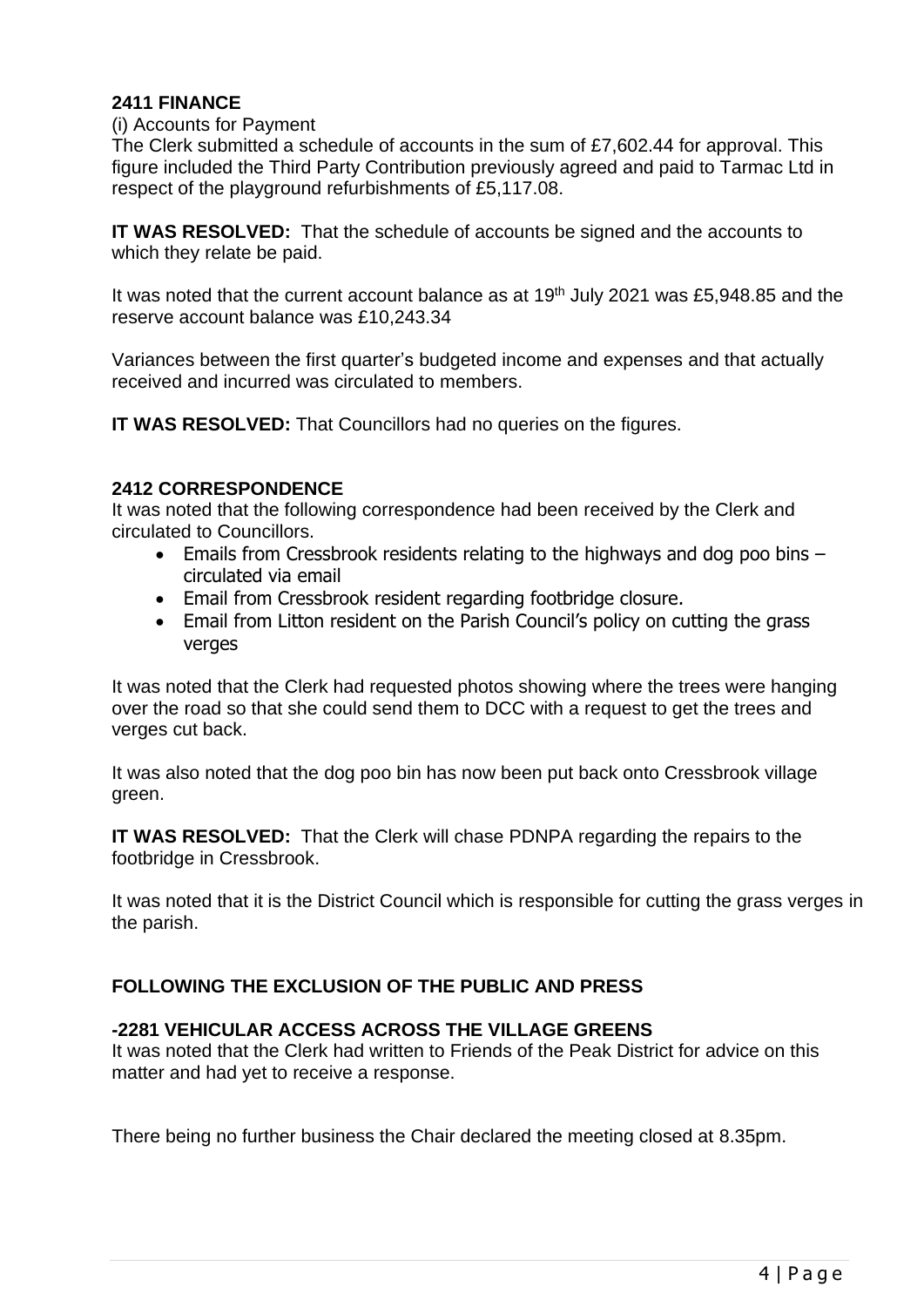**2411 FINANCE**

(i) Accounts for Payment

The Clerk submitted a schedule of accounts in the sum of £7,602.44 for approval. This figure included the Third Party Contribution previously agreed and paid to Tarmac Ltd in respect of the playground refurbishments of £5,117.08.

**IT WAS RESOLVED:** That the schedule of accounts be signed and the accounts to which they relate be paid.

It was noted that the current account balance as at 19th July 2021 was £5,948.85 and the reserve account balance was £10,243.34

Variances between the first quarter's budgeted income and expenses and that actually received and incurred was circulated to members.

**IT WAS RESOLVED:** That Councillors had no queries on the figures.

**2412 CORRESPONDENCE**

It was noted that the following correspondence had been received by the Clerk and circulated to Councillors.

- Emails from Cressbrook residents relating to the highways and dog poo bins – circulated via email
- Email from Cressbrook resident regarding footbridge closure.
- Email from Litton resident on the Parish Council's policy on cutting the grass verges

It was noted that the Clerk had requested photos showing where the trees were hanging over the road so that she could send them to DCC with a request to get the trees and verges cut back.

It was also noted that the dog poo bin has now been put back onto Cressbrook village green.

**IT WAS RESOLVED:** That the Clerk will chase PDNPA regarding the repairs to the footbridge in Cressbrook.

It was noted that it is the District Council which is responsible for cutting the grass verges in the parish.

**FOLLOWING THE EXCLUSION OF THE PUBLIC AND PRESS**

**-2281 VEHICULAR ACCESS ACROSS THE VILLAGE GREENS**

It was noted that the Clerk had written to Friends of the Peak District for advice on this matter and had yet to receive a response.

There being no further business the Chair declared the meeting closed at 8.35pm.